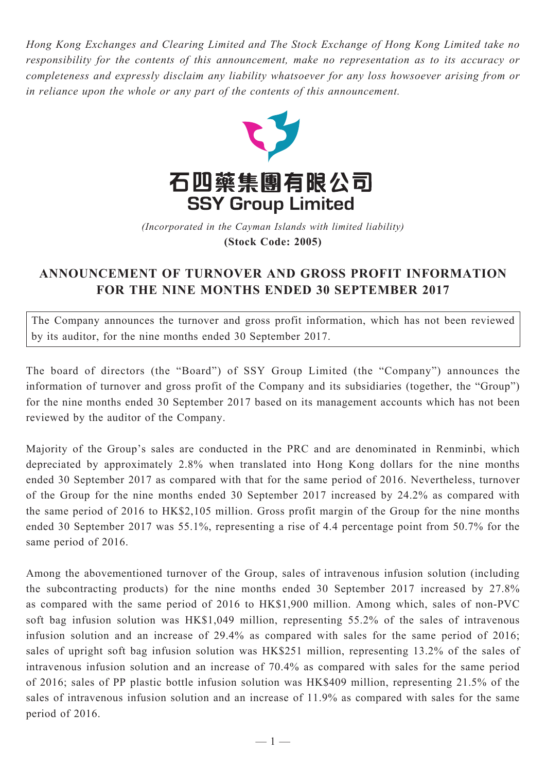*Hong Kong Exchanges and Clearing Limited and The Stock Exchange of Hong Kong Limited take no responsibility for the contents of this announcement, make no representation as to its accuracy or completeness and expressly disclaim any liability whatsoever for any loss howsoever arising from or in reliance upon the whole or any part of the contents of this announcement.*

**石四藥集團有限公司**
**SSY Group Limited**

*(Incorporated in the Cayman Islands with limited liability)*
**(Stock Code: 2005)**

# ANNOUNCEMENT OF TURNOVER AND GROSS PROFIT INFORMATION FOR THE NINE MONTHS ENDED 30 SEPTEMBER 2017

The Company announces the turnover and gross profit information, which has not been reviewed by its auditor, for the nine months ended 30 September 2017.

The board of directors (the "Board") of SSY Group Limited (the "Company") announces the information of turnover and gross profit of the Company and its subsidiaries (together, the "Group") for the nine months ended 30 September 2017 based on its management accounts which has not been reviewed by the auditor of the Company.

Majority of the Group's sales are conducted in the PRC and are denominated in Renminbi, which depreciated by approximately 2.8% when translated into Hong Kong dollars for the nine months ended 30 September 2017 as compared with that for the same period of 2016. Nevertheless, turnover of the Group for the nine months ended 30 September 2017 increased by 24.2% as compared with the same period of 2016 to HK$2,105 million. Gross profit margin of the Group for the nine months ended 30 September 2017 was 55.1%, representing a rise of 4.4 percentage point from 50.7% for the same period of 2016.

Among the abovementioned turnover of the Group, sales of intravenous infusion solution (including the subcontracting products) for the nine months ended 30 September 2017 increased by 27.8% as compared with the same period of 2016 to HK$1,900 million. Among which, sales of non-PVC soft bag infusion solution was HK$1,049 million, representing 55.2% of the sales of intravenous infusion solution and an increase of 29.4% as compared with sales for the same period of 2016; sales of upright soft bag infusion solution was HK$251 million, representing 13.2% of the sales of intravenous infusion solution and an increase of 70.4% as compared with sales for the same period of 2016; sales of PP plastic bottle infusion solution was HK$409 million, representing 21.5% of the sales of intravenous infusion solution and an increase of 11.9% as compared with sales for the same period of 2016.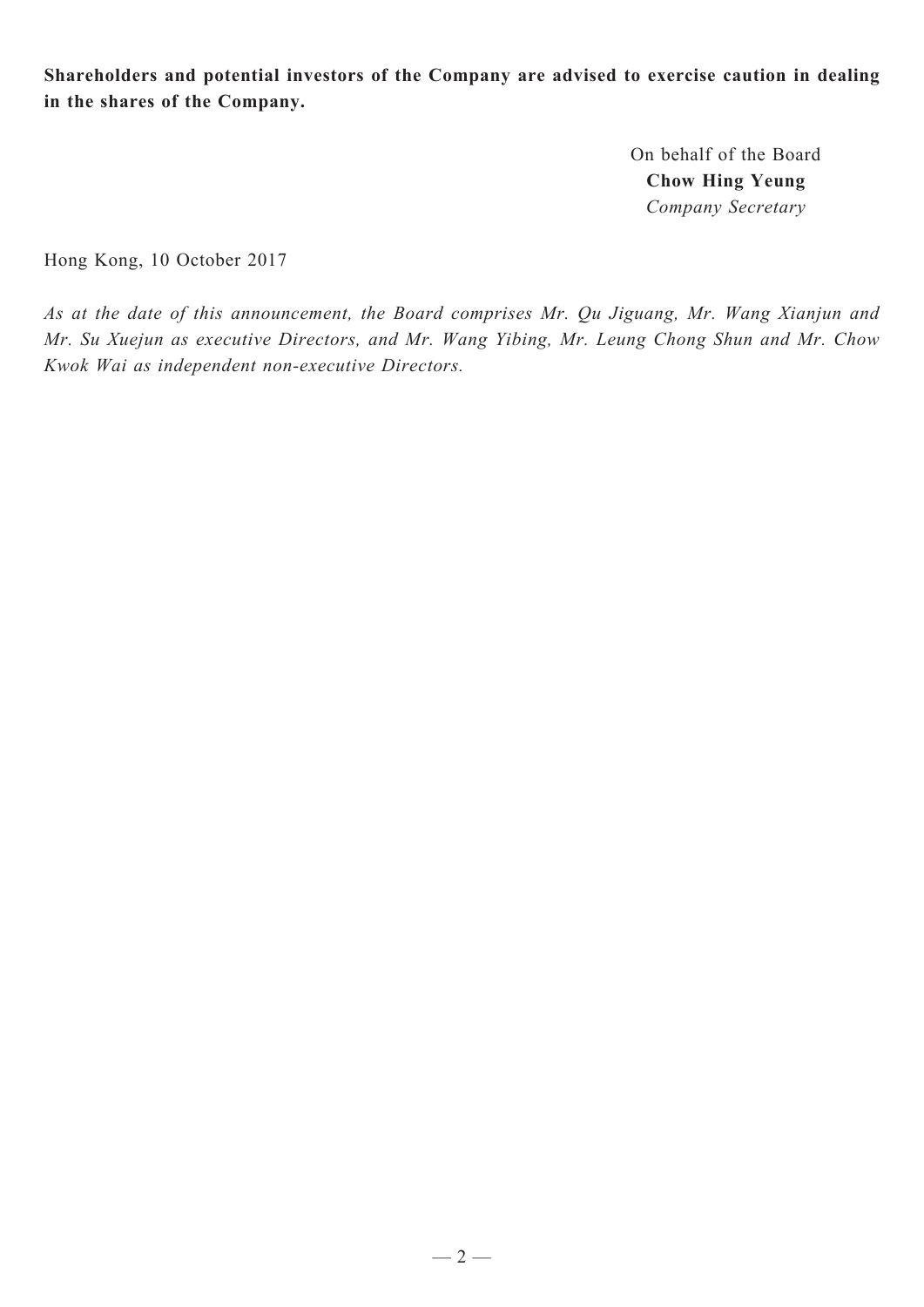**Shareholders and potential investors of the Company are advised to exercise caution in dealing in the shares of the Company.**

On behalf of the Board
**Chow Hing Yeung**
*Company Secretary*

Hong Kong, 10 October 2017

*As at the date of this announcement, the Board comprises Mr. Qu Jiguang, Mr. Wang Xianjun and Mr. Su Xuejun as executive Directors, and Mr. Wang Yibing, Mr. Leung Chong Shun and Mr. Chow Kwok Wai as independent non-executive Directors.*